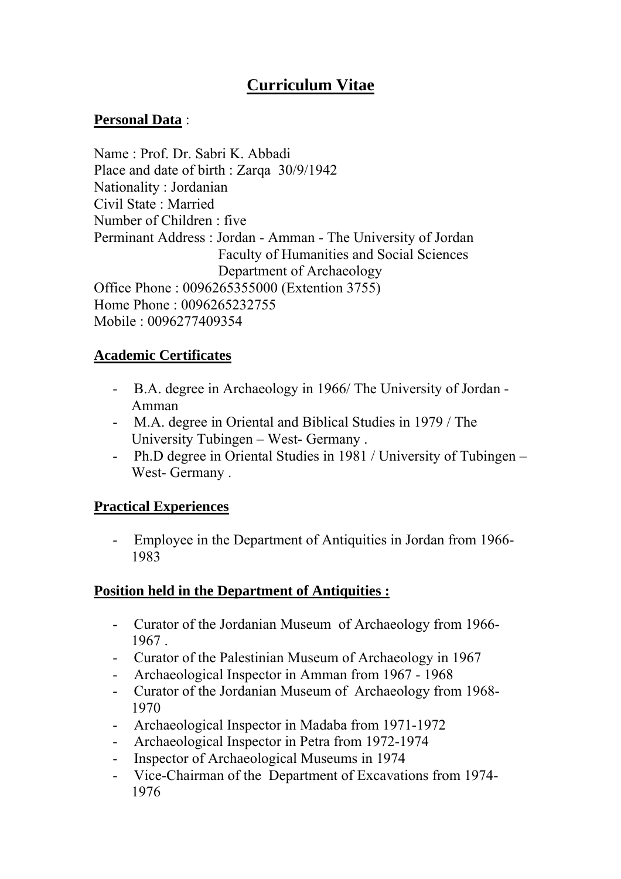# Curriculum Vitae

## Personal Data :

Name : Prof. Dr. Sabri K. Abbadi
Place and date of birth : Zarqa 30/9/1942
Nationality : Jordanian
Civil State : Married
Number of Children : five
Perminant Address : Jordan - Amman - The University of Jordan
Faculty of Humanities and Social Sciences
Department of Archaeology
Office Phone : 0096265355000 (Extention 3755)
Home Phone : 0096265232755
Mobile : 0096277409354

## Academic Certificates

- B.A. degree in Archaeology in 1966/ The University of Jordan - Amman
- M.A. degree in Oriental and Biblical Studies in 1979 / The University Tubingen – West- Germany .
- Ph.D degree in Oriental Studies in 1981 / University of Tubingen – West- Germany .

## Practical Experiences

- Employee in the Department of Antiquities in Jordan from 1966-1983

## Position held in the Department of Antiquities :

- Curator of the Jordanian Museum of Archaeology from 1966-1967 .
- Curator of the Palestinian Museum of Archaeology in 1967
- Archaeological Inspector in Amman from 1967 - 1968
- Curator of the Jordanian Museum of Archaeology from 1968-1970
- Archaeological Inspector in Madaba from 1971-1972
- Archaeological Inspector in Petra from 1972-1974
- Inspector of Archaeological Museums in 1974
- Vice-Chairman of the Department of Excavations from 1974-1976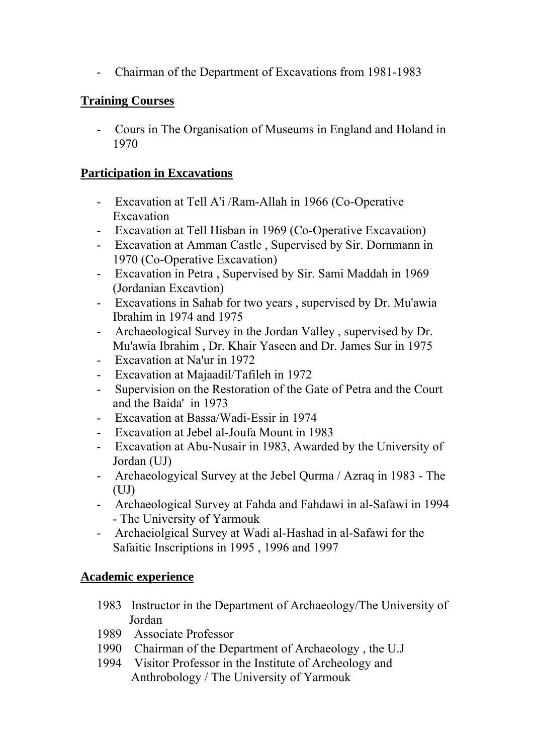- Chairman of the Department of Excavations from 1981-1983

## Training Courses

- Cours in The Organisation of Museums in England and Holand in 1970

## Participation in Excavations

- Excavation at Tell A'i /Ram-Allah in 1966 (Co-Operative Excavation
- Excavation at Tell Hisban in 1969 (Co-Operative Excavation)
- Excavation at Amman Castle , Supervised by Sir. Dornmann in 1970 (Co-Operative Excavation)
- Excavation in Petra , Supervised by Sir. Sami Maddah in 1969 (Jordanian Excavtion)
- Excavations in Sahab for two years , supervised by Dr. Mu'awia Ibrahim in 1974 and 1975
- Archaeological Survey in the Jordan Valley , supervised by Dr. Mu'awia Ibrahim , Dr. Khair Yaseen and Dr. James Sur in 1975
- Excavation at Na'ur in 1972
- Excavation at Majaadil/Tafileh in 1972
- Supervision on the Restoration of the Gate of Petra and the Court and the Baida' in 1973
- Excavation at Bassa/Wadi-Essir in 1974
- Excavation at Jebel al-Joufa Mount in 1983
- Excavation at Abu-Nusair in 1983, Awarded by the University of Jordan (UJ)
- Archaeologyical Survey at the Jebel Qurma / Azraq in 1983 - The (UJ)
- Archaeological Survey at Fahda and Fahdawi in al-Safawi in 1994 - The University of Yarmouk
- Archaeiolgical Survey at Wadi al-Hashad in al-Safawi for the Safaitic Inscriptions in 1995 , 1996 and 1997

## Academic experience

- 1983 Instructor in the Department of Archaeology/The University of Jordan
- 1989 Associate Professor
- 1990 Chairman of the Department of Archaeology , the U.J
- 1994 Visitor Professor in the Institute of Archeology and Anthrobology / The University of Yarmouk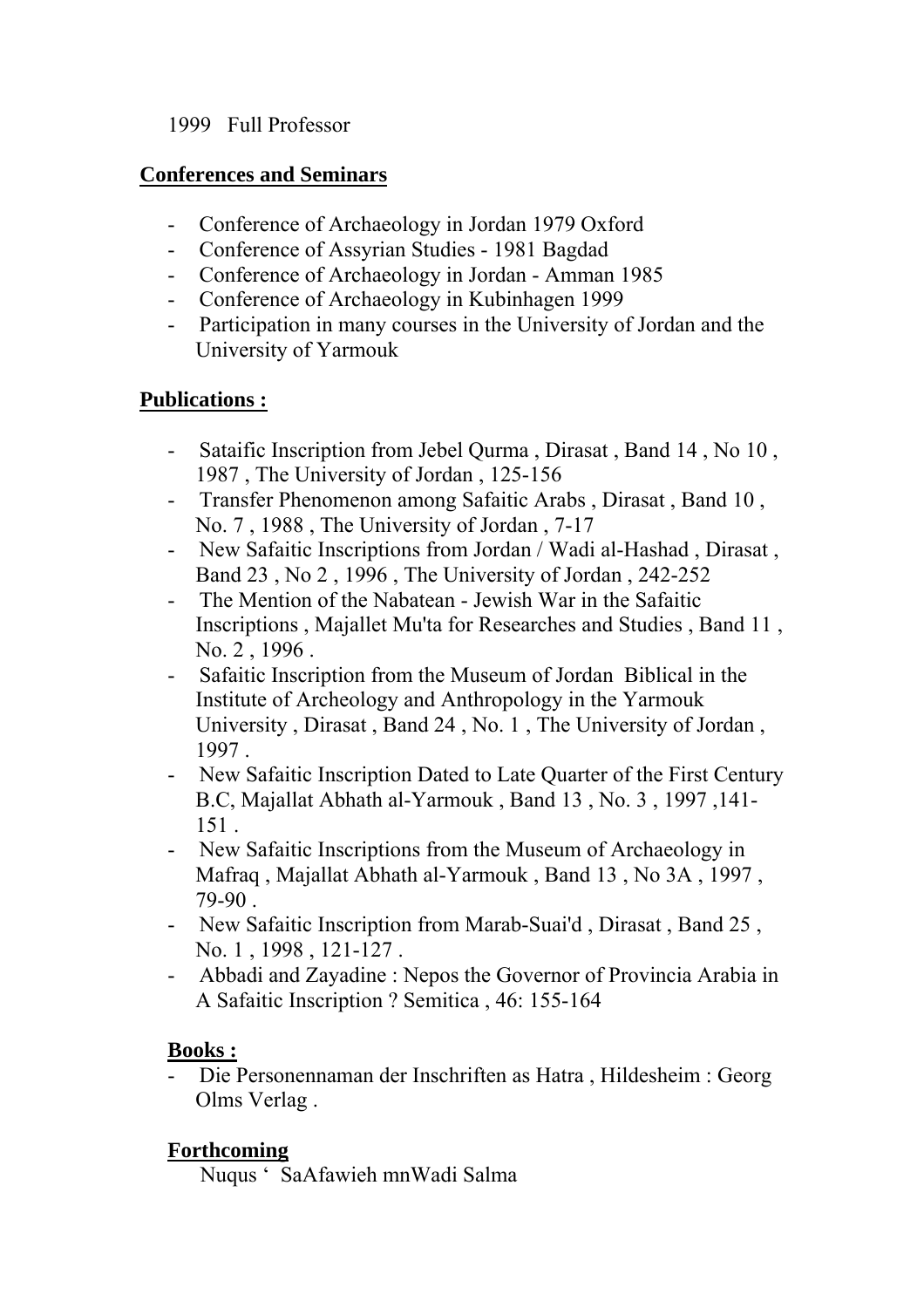1999 Full Professor

**Conferences and Seminars**

- Conference of Archaeology in Jordan 1979 Oxford
- Conference of Assyrian Studies - 1981 Bagdad
- Conference of Archaeology in Jordan - Amman 1985
- Conference of Archaeology in Kubinhagen 1999
- Participation in many courses in the University of Jordan and the University of Yarmouk

**Publications :**

- Sataific Inscription from Jebel Qurma , Dirasat , Band 14 , No 10 , 1987 , The University of Jordan , 125-156
- Transfer Phenomenon among Safaitic Arabs , Dirasat , Band 10 , No. 7 , 1988 , The University of Jordan , 7-17
- New Safaitic Inscriptions from Jordan / Wadi al-Hashad , Dirasat , Band 23 , No 2 , 1996 , The University of Jordan , 242-252
- The Mention of the Nabatean - Jewish War in the Safaitic Inscriptions , Majallet Mu'ta for Researches and Studies , Band 11 , No. 2 , 1996 .
- Safaitic Inscription from the Museum of Jordan Biblical in the Institute of Archeology and Anthropology in the Yarmouk University , Dirasat , Band 24 , No. 1 , The University of Jordan , 1997 .
- New Safaitic Inscription Dated to Late Quarter of the First Century B.C, Majallat Abhath al-Yarmouk , Band 13 , No. 3 , 1997 ,141-151 .
- New Safaitic Inscriptions from the Museum of Archaeology in Mafraq , Majallat Abhath al-Yarmouk , Band 13 , No 3A , 1997 , 79-90 .
- New Safaitic Inscription from Marab-Suai'd , Dirasat , Band 25 , No. 1 , 1998 , 121-127 .
- Abbadi and Zayadine : Nepos the Governor of Provincia Arabia in A Safaitic Inscription ? Semitica , 46: 155-164

**Books :**

- Die Personennaman der Inschriften as Hatra , Hildesheim : Georg Olms Verlag .

**Forthcoming**

Nuqus ' SaAfawieh mnWadi Salma